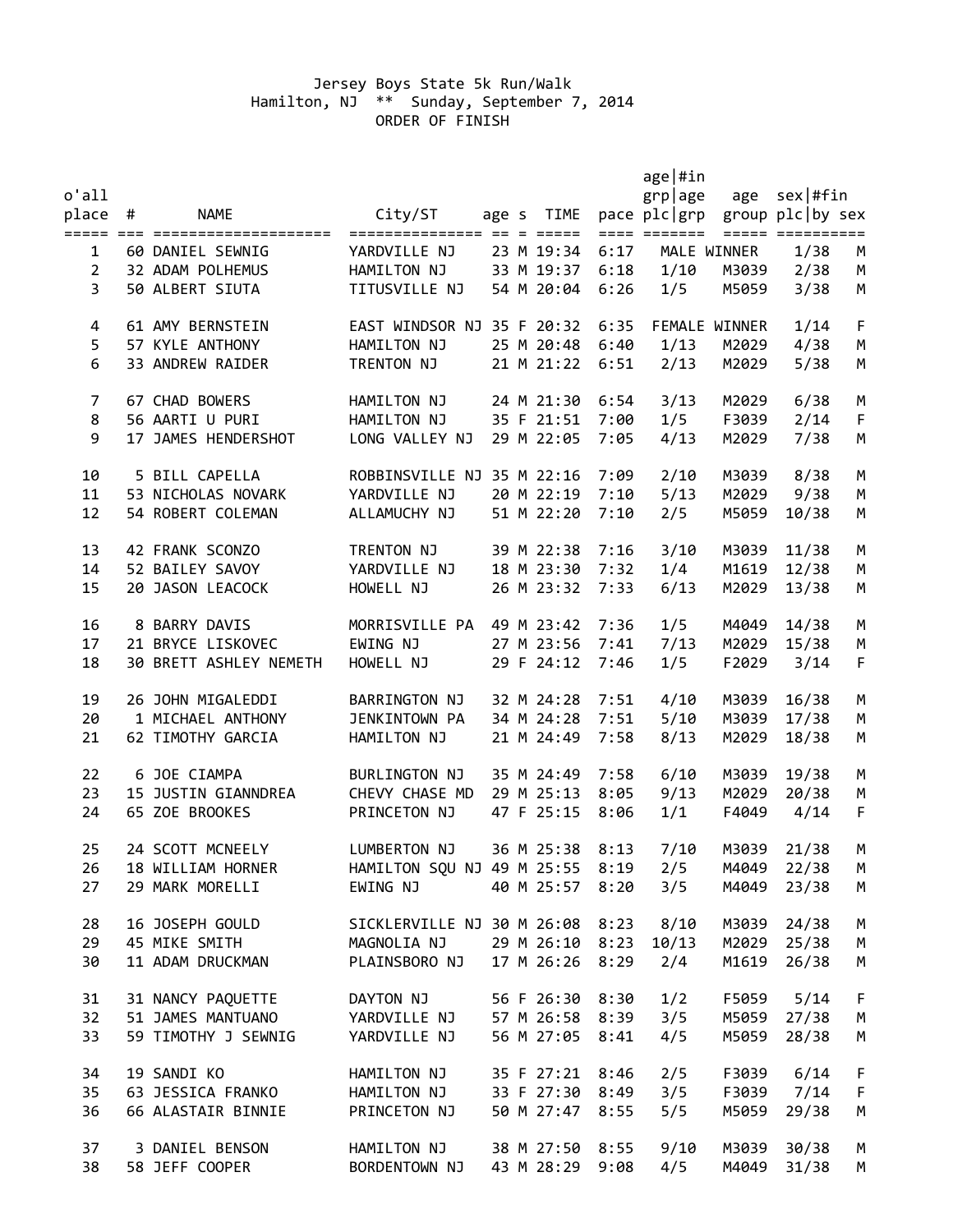# Jersey Boys State 5k Run/Walk

Hamilton, NJ ** Sunday, September 7, 2014

ORDER OF FINISH

| o'all place | # | NAME | City/ST | age | s | TIME | pace | age grp plc | #in age grp | age group | sex plc | #fin by sex | |
|---|---|---|---|---|---|---|---|---|---|---|---|---|---|
| 1 | 60 | DANIEL SEWNIG | YARDVILLE NJ | 23 | M | 19:34 | 6:17 | MALE WINNER | | | 1 | 38 | M |
| 2 | 32 | ADAM POLHEMUS | HAMILTON NJ | 33 | M | 19:37 | 6:18 | 1 | 10 | M3039 | 2 | 38 | M |
| 3 | 50 | ALBERT SIUTA | TITUSVILLE NJ | 54 | M | 20:04 | 6:26 | 1 | 5 | M5059 | 3 | 38 | M |
| 4 | 61 | AMY BERNSTEIN | EAST WINDSOR NJ | 35 | F | 20:32 | 6:35 | FEMALE WINNER | | | 1 | 14 | F |
| 5 | 57 | KYLE ANTHONY | HAMILTON NJ | 25 | M | 20:48 | 6:40 | 1 | 13 | M2029 | 4 | 38 | M |
| 6 | 33 | ANDREW RAIDER | TRENTON NJ | 21 | M | 21:22 | 6:51 | 2 | 13 | M2029 | 5 | 38 | M |
| 7 | 67 | CHAD BOWERS | HAMILTON NJ | 24 | M | 21:30 | 6:54 | 3 | 13 | M2029 | 6 | 38 | M |
| 8 | 56 | AARTI U PURI | HAMILTON NJ | 35 | F | 21:51 | 7:00 | 1 | 5 | F3039 | 2 | 14 | F |
| 9 | 17 | JAMES HENDERSHOT | LONG VALLEY NJ | 29 | M | 22:05 | 7:05 | 4 | 13 | M2029 | 7 | 38 | M |
| 10 | 5 | BILL CAPELLA | ROBBINSVILLE NJ | 35 | M | 22:16 | 7:09 | 2 | 10 | M3039 | 8 | 38 | M |
| 11 | 53 | NICHOLAS NOVARK | YARDVILLE NJ | 20 | M | 22:19 | 7:10 | 5 | 13 | M2029 | 9 | 38 | M |
| 12 | 54 | ROBERT COLEMAN | ALLAMUCHY NJ | 51 | M | 22:20 | 7:10 | 2 | 5 | M5059 | 10 | 38 | M |
| 13 | 42 | FRANK SCONZO | TRENTON NJ | 39 | M | 22:38 | 7:16 | 3 | 10 | M3039 | 11 | 38 | M |
| 14 | 52 | BAILEY SAVOY | YARDVILLE NJ | 18 | M | 23:30 | 7:32 | 1 | 4 | M1619 | 12 | 38 | M |
| 15 | 20 | JASON LEACOCK | HOWELL NJ | 26 | M | 23:32 | 7:33 | 6 | 13 | M2029 | 13 | 38 | M |
| 16 | 8 | BARRY DAVIS | MORRISVILLE PA | 49 | M | 23:42 | 7:36 | 1 | 5 | M4049 | 14 | 38 | M |
| 17 | 21 | BRYCE LISKOVEC | EWING NJ | 27 | M | 23:56 | 7:41 | 7 | 13 | M2029 | 15 | 38 | M |
| 18 | 30 | BRETT ASHLEY NEMETH | HOWELL NJ | 29 | F | 24:12 | 7:46 | 1 | 5 | F2029 | 3 | 14 | F |
| 19 | 26 | JOHN MIGALEDDI | BARRINGTON NJ | 32 | M | 24:28 | 7:51 | 4 | 10 | M3039 | 16 | 38 | M |
| 20 | 1 | MICHAEL ANTHONY | JENKINTOWN PA | 34 | M | 24:28 | 7:51 | 5 | 10 | M3039 | 17 | 38 | M |
| 21 | 62 | TIMOTHY GARCIA | HAMILTON NJ | 21 | M | 24:49 | 7:58 | 8 | 13 | M2029 | 18 | 38 | M |
| 22 | 6 | JOE CIAMPA | BURLINGTON NJ | 35 | M | 24:49 | 7:58 | 6 | 10 | M3039 | 19 | 38 | M |
| 23 | 15 | JUSTIN GIANNDREA | CHEVY CHASE MD | 29 | M | 25:13 | 8:05 | 9 | 13 | M2029 | 20 | 38 | M |
| 24 | 65 | ZOE BROOKES | PRINCETON NJ | 47 | F | 25:15 | 8:06 | 1 | 1 | F4049 | 4 | 14 | F |
| 25 | 24 | SCOTT MCNEELY | LUMBERTON NJ | 36 | M | 25:38 | 8:13 | 7 | 10 | M3039 | 21 | 38 | M |
| 26 | 18 | WILLIAM HORNER | HAMILTON SQU NJ | 49 | M | 25:55 | 8:19 | 2 | 5 | M4049 | 22 | 38 | M |
| 27 | 29 | MARK MORELLI | EWING NJ | 40 | M | 25:57 | 8:20 | 3 | 5 | M4049 | 23 | 38 | M |
| 28 | 16 | JOSEPH GOULD | SICKLERVILLE NJ | 30 | M | 26:08 | 8:23 | 8 | 10 | M3039 | 24 | 38 | M |
| 29 | 45 | MIKE SMITH | MAGNOLIA NJ | 29 | M | 26:10 | 8:23 | 10 | 13 | M2029 | 25 | 38 | M |
| 30 | 11 | ADAM DRUCKMAN | PLAINSBORO NJ | 17 | M | 26:26 | 8:29 | 2 | 4 | M1619 | 26 | 38 | M |
| 31 | 31 | NANCY PAQUETTE | DAYTON NJ | 56 | F | 26:30 | 8:30 | 1 | 2 | F5059 | 5 | 14 | F |
| 32 | 51 | JAMES MANTUANO | YARDVILLE NJ | 57 | M | 26:58 | 8:39 | 3 | 5 | M5059 | 27 | 38 | M |
| 33 | 59 | TIMOTHY J SEWNIG | YARDVILLE NJ | 56 | M | 27:05 | 8:41 | 4 | 5 | M5059 | 28 | 38 | M |
| 34 | 19 | SANDI KO | HAMILTON NJ | 35 | F | 27:21 | 8:46 | 2 | 5 | F3039 | 6 | 14 | F |
| 35 | 63 | JESSICA FRANKO | HAMILTON NJ | 33 | F | 27:30 | 8:49 | 3 | 5 | F3039 | 7 | 14 | F |
| 36 | 66 | ALASTAIR BINNIE | PRINCETON NJ | 50 | M | 27:47 | 8:55 | 5 | 5 | M5059 | 29 | 38 | M |
| 37 | 3 | DANIEL BENSON | HAMILTON NJ | 38 | M | 27:50 | 8:55 | 9 | 10 | M3039 | 30 | 38 | M |
| 38 | 58 | JEFF COOPER | BORDENTOWN NJ | 43 | M | 28:29 | 9:08 | 4 | 5 | M4049 | 31 | 38 | M |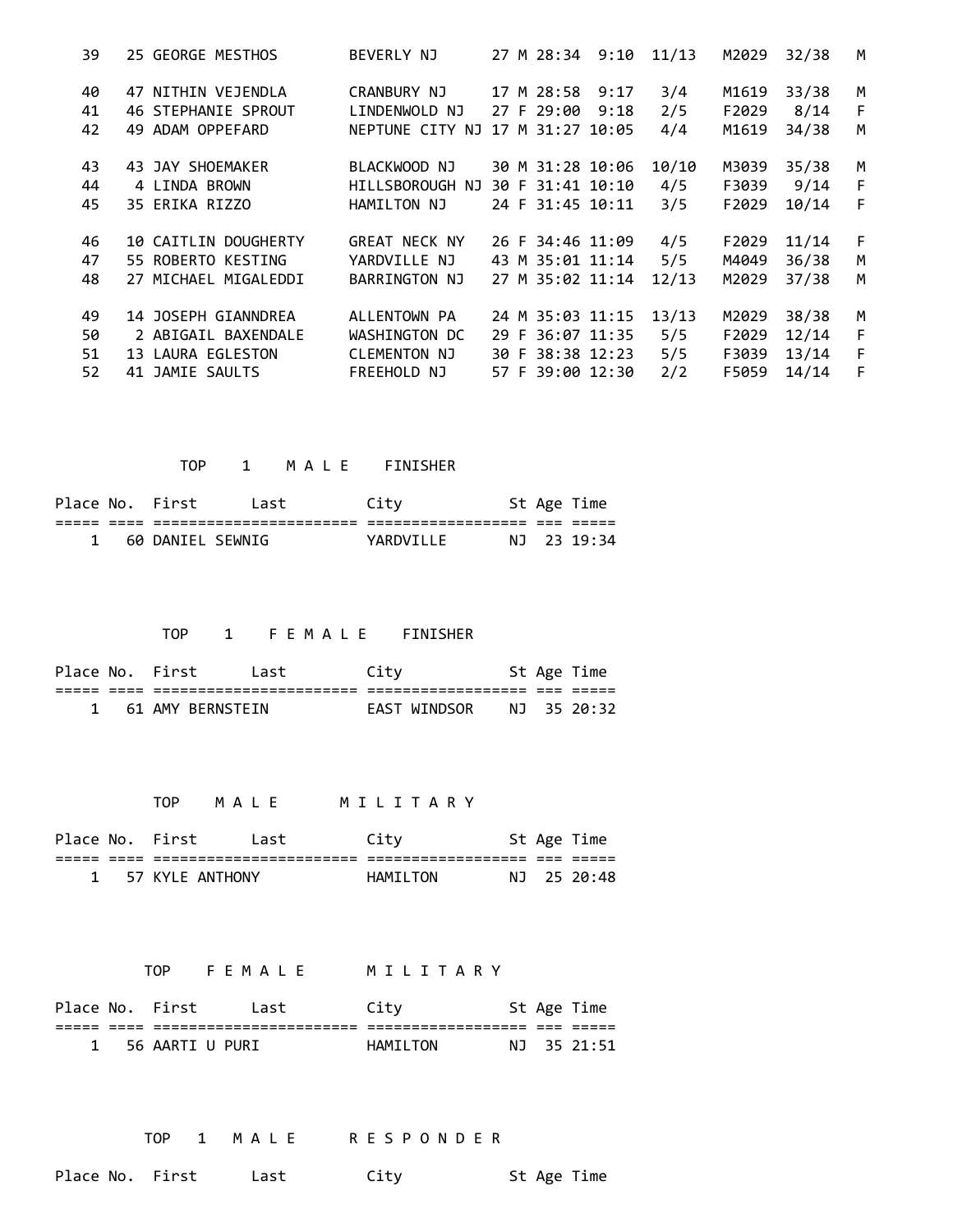| Place | No. | Name | City | Age | Sex | Time | Pace | Div Place | Div | Sex Place | Sex |
|---|---|---|---|---|---|---|---|---|---|---|---|
| 39 | 25 | GEORGE MESTHOS | BEVERLY NJ | 27 | M | 28:34 | 9:10 | 11/13 | M2029 | 32/38 | M |
| 40 | 47 | NITHIN VEJENDLA | CRANBURY NJ | 17 | M | 28:58 | 9:17 | 3/4 | M1619 | 33/38 | M |
| 41 | 46 | STEPHANIE SPROUT | LINDENWOLD NJ | 27 | F | 29:00 | 9:18 | 2/5 | F2029 | 8/14 | F |
| 42 | 49 | ADAM OPPEFARD | NEPTUNE CITY NJ | 17 | M | 31:27 | 10:05 | 4/4 | M1619 | 34/38 | M |
| 43 | 43 | JAY SHOEMAKER | BLACKWOOD NJ | 30 | M | 31:28 | 10:06 | 10/10 | M3039 | 35/38 | M |
| 44 | 4 | LINDA BROWN | HILLSBOROUGH NJ | 30 | F | 31:41 | 10:10 | 4/5 | F3039 | 9/14 | F |
| 45 | 35 | ERIKA RIZZO | HAMILTON NJ | 24 | F | 31:45 | 10:11 | 3/5 | F2029 | 10/14 | F |
| 46 | 10 | CAITLIN DOUGHERTY | GREAT NECK NY | 26 | F | 34:46 | 11:09 | 4/5 | F2029 | 11/14 | F |
| 47 | 55 | ROBERTO KESTING | YARDVILLE NJ | 43 | M | 35:01 | 11:14 | 5/5 | M4049 | 36/38 | M |
| 48 | 27 | MICHAEL MIGALEDDI | BARRINGTON NJ | 27 | M | 35:02 | 11:14 | 12/13 | M2029 | 37/38 | M |
| 49 | 14 | JOSEPH GIANNDREA | ALLENTOWN PA | 24 | M | 35:03 | 11:15 | 13/13 | M2029 | 38/38 | M |
| 50 | 2 | ABIGAIL BAXENDALE | WASHINGTON DC | 29 | F | 36:07 | 11:35 | 5/5 | F2029 | 12/14 | F |
| 51 | 13 | LAURA EGLESTON | CLEMENTON NJ | 30 | F | 38:38 | 12:23 | 5/5 | F3039 | 13/14 | F |
| 52 | 41 | JAMIE SAULTS | FREEHOLD NJ | 57 | F | 39:00 | 12:30 | 2/2 | F5059 | 14/14 | F |

## TOP 1 M A L E FINISHER

| Place | No. | First Last | City | St | Age | Time |
|---|---|---|---|---|---|---|
| 1 | 60 | DANIEL SEWNIG | YARDVILLE | NJ | 23 | 19:34 |

## TOP 1 F E M A L E FINISHER

| Place | No. | First Last | City | St | Age | Time |
|---|---|---|---|---|---|---|
| 1 | 61 | AMY BERNSTEIN | EAST WINDSOR | NJ | 35 | 20:32 |

## TOP M A L E M I L I T A R Y

| Place | No. | First Last | City | St | Age | Time |
|---|---|---|---|---|---|---|
| 1 | 57 | KYLE ANTHONY | HAMILTON | NJ | 25 | 20:48 |

## TOP F E M A L E M I L I T A R Y

| Place | No. | First Last | City | St | Age | Time |
|---|---|---|---|---|---|---|
| 1 | 56 | AARTI U PURI | HAMILTON | NJ | 35 | 21:51 |

## TOP 1 M A L E R E S P O N D E R

| Place | No. | First Last | City | St | Age | Time |
|---|---|---|---|---|---|---|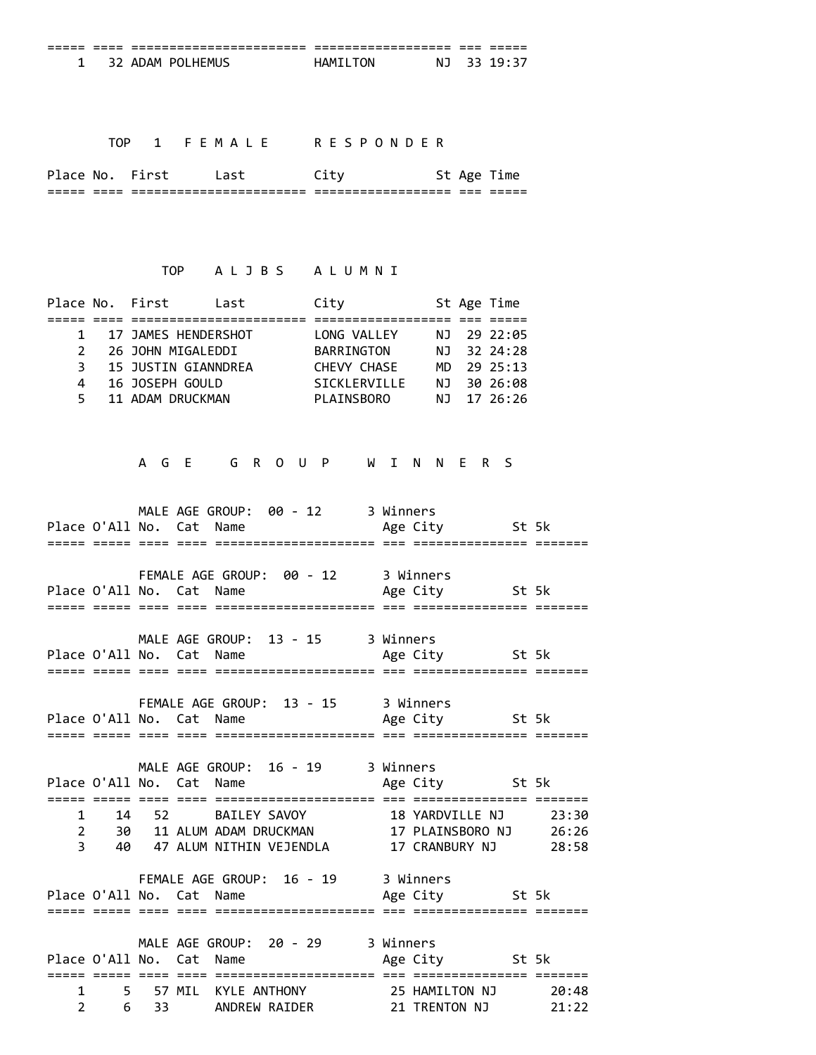| Place | No. | First | Last | City | St | Age | Time |
|---|---|---|---|---|---|---|---|
| 1 | 32 | ADAM | POLHEMUS | HAMILTON | NJ | 33 | 19:37 |

### TOP 1 F E M A L E R E S P O N D E R

| Place | No. | First | Last | City | St | Age | Time |
|---|---|---|---|---|---|---|---|

### TOP A L J B S A L U M N I

| Place | No. | First | Last | City | St | Age | Time |
|---|---|---|---|---|---|---|---|
| 1 | 17 | JAMES | HENDERSHOT | LONG VALLEY | NJ | 29 | 22:05 |
| 2 | 26 | JOHN | MIGALEDDI | BARRINGTON | NJ | 32 | 24:28 |
| 3 | 15 | JUSTIN | GIANNDREA | CHEVY CHASE | MD | 29 | 25:13 |
| 4 | 16 | JOSEPH | GOULD | SICKLERVILLE | NJ | 30 | 26:08 |
| 5 | 11 | ADAM | DRUCKMAN | PLAINSBORO | NJ | 17 | 26:26 |

## A G E G R O U P W I N N E R S

MALE AGE GROUP: 00 - 12 3 Winners

| Place | O'All | No. | Cat | Name | Age | City | St | 5k |
|---|---|---|---|---|---|---|---|---|

FEMALE AGE GROUP: 00 - 12 3 Winners

| Place | O'All | No. | Cat | Name | Age | City | St | 5k |
|---|---|---|---|---|---|---|---|---|

MALE AGE GROUP: 13 - 15 3 Winners

| Place | O'All | No. | Cat | Name | Age | City | St | 5k |
|---|---|---|---|---|---|---|---|---|

FEMALE AGE GROUP: 13 - 15 3 Winners

| Place | O'All | No. | Cat | Name | Age | City | St | 5k |
|---|---|---|---|---|---|---|---|---|

MALE AGE GROUP: 16 - 19 3 Winners

| Place | O'All | No. | Cat | Name | Age | City | St | 5k |
|---|---|---|---|---|---|---|---|---|
| 1 | 14 | 52 | | BAILEY SAVOY | 18 | YARDVILLE | NJ | 23:30 |
| 2 | 30 | 11 | ALUM | ADAM DRUCKMAN | 17 | PLAINSBORO | NJ | 26:26 |
| 3 | 40 | 47 | ALUM | NITHIN VEJENDLA | 17 | CRANBURY | NJ | 28:58 |

FEMALE AGE GROUP: 16 - 19 3 Winners

| Place | O'All | No. | Cat | Name | Age | City | St | 5k |
|---|---|---|---|---|---|---|---|---|

MALE AGE GROUP: 20 - 29 3 Winners

| Place | O'All | No. | Cat | Name | Age | City | St | 5k |
|---|---|---|---|---|---|---|---|---|
| 1 | 5 | 57 | MIL | KYLE ANTHONY | 25 | HAMILTON | NJ | 20:48 |
| 2 | 6 | 33 | | ANDREW RAIDER | 21 | TRENTON | NJ | 21:22 |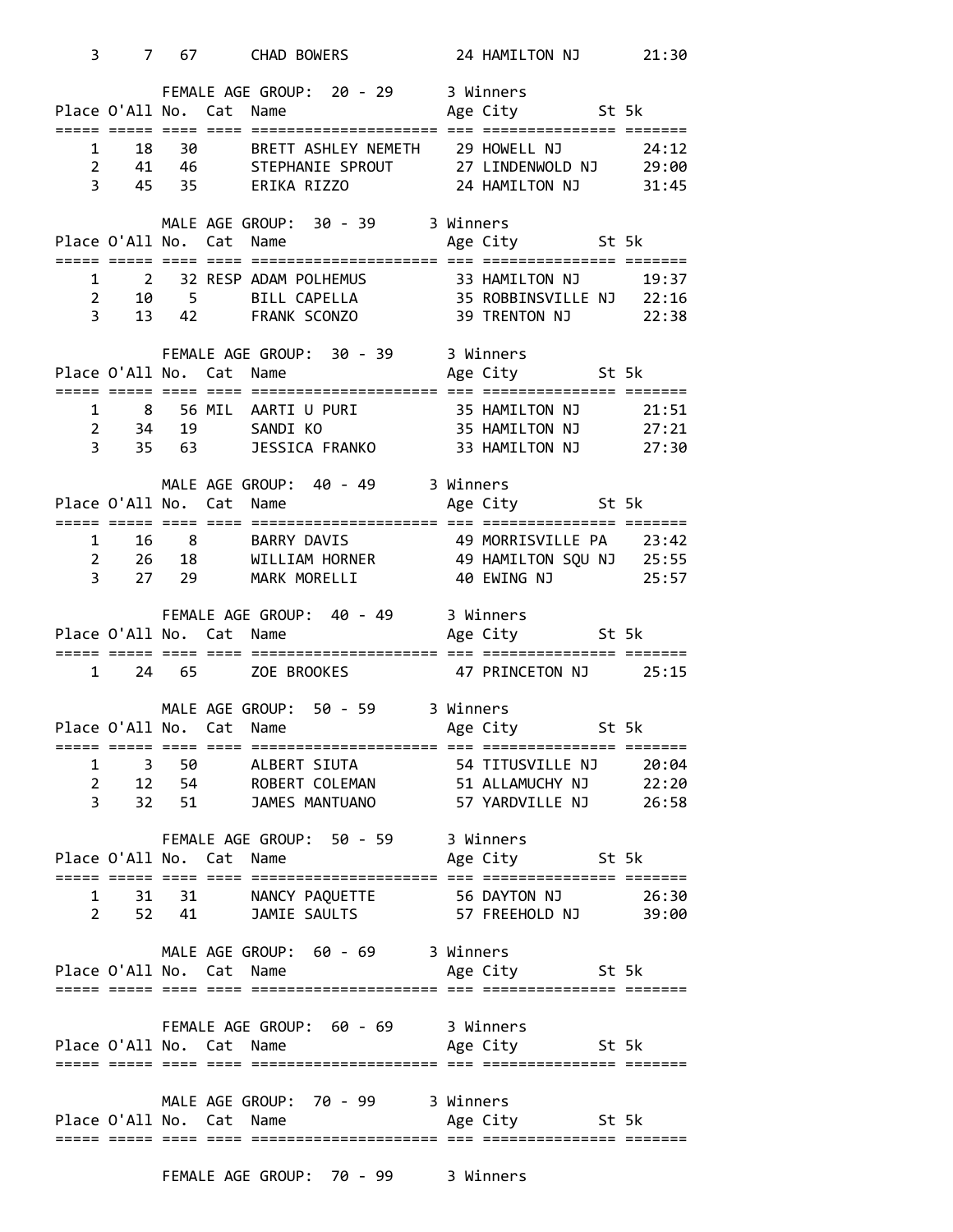| Place | O'All | No. | Cat | Name | Age | City | St | 5k |
|---|---|---|---|---|---|---|---|---|
| 3 | 7 | 67 | | CHAD BOWERS | 24 | HAMILTON NJ | | 21:30 |

FEMALE AGE GROUP: 20 - 29 3 Winners

| Place | O'All | No. | Cat | Name | Age | City | St | 5k |
|---|---|---|---|---|---|---|---|---|
| 1 | 18 | 30 | | BRETT ASHLEY NEMETH | 29 | HOWELL NJ | | 24:12 |
| 2 | 41 | 46 | | STEPHANIE SPROUT | 27 | LINDENWOLD NJ | | 29:00 |
| 3 | 45 | 35 | | ERIKA RIZZO | 24 | HAMILTON NJ | | 31:45 |

MALE AGE GROUP: 30 - 39 3 Winners

| Place | O'All | No. | Cat | Name | Age | City | St | 5k |
|---|---|---|---|---|---|---|---|---|
| 1 | 2 | 32 | RESP | ADAM POLHEMUS | 33 | HAMILTON NJ | | 19:37 |
| 2 | 10 | 5 | | BILL CAPELLA | 35 | ROBBINSVILLE NJ | | 22:16 |
| 3 | 13 | 42 | | FRANK SCONZO | 39 | TRENTON NJ | | 22:38 |

FEMALE AGE GROUP: 30 - 39 3 Winners

| Place | O'All | No. | Cat | Name | Age | City | St | 5k |
|---|---|---|---|---|---|---|---|---|
| 1 | 8 | 56 | MIL | AARTI U PURI | 35 | HAMILTON NJ | | 21:51 |
| 2 | 34 | 19 | | SANDI KO | 35 | HAMILTON NJ | | 27:21 |
| 3 | 35 | 63 | | JESSICA FRANKO | 33 | HAMILTON NJ | | 27:30 |

MALE AGE GROUP: 40 - 49 3 Winners

| Place | O'All | No. | Cat | Name | Age | City | St | 5k |
|---|---|---|---|---|---|---|---|---|
| 1 | 16 | 8 | | BARRY DAVIS | 49 | MORRISVILLE PA | | 23:42 |
| 2 | 26 | 18 | | WILLIAM HORNER | 49 | HAMILTON SQU NJ | | 25:55 |
| 3 | 27 | 29 | | MARK MORELLI | 40 | EWING NJ | | 25:57 |

FEMALE AGE GROUP: 40 - 49 3 Winners

| Place | O'All | No. | Cat | Name | Age | City | St | 5k |
|---|---|---|---|---|---|---|---|---|
| 1 | 24 | 65 | | ZOE BROOKES | 47 | PRINCETON NJ | | 25:15 |

MALE AGE GROUP: 50 - 59 3 Winners

| Place | O'All | No. | Cat | Name | Age | City | St | 5k |
|---|---|---|---|---|---|---|---|---|
| 1 | 3 | 50 | | ALBERT SIUTA | 54 | TITUSVILLE NJ | | 20:04 |
| 2 | 12 | 54 | | ROBERT COLEMAN | 51 | ALLAMUCHY NJ | | 22:20 |
| 3 | 32 | 51 | | JAMES MANTUANO | 57 | YARDVILLE NJ | | 26:58 |

FEMALE AGE GROUP: 50 - 59 3 Winners

| Place | O'All | No. | Cat | Name | Age | City | St | 5k |
|---|---|---|---|---|---|---|---|---|
| 1 | 31 | 31 | | NANCY PAQUETTE | 56 | DAYTON NJ | | 26:30 |
| 2 | 52 | 41 | | JAMIE SAULTS | 57 | FREEHOLD NJ | | 39:00 |

MALE AGE GROUP: 60 - 69 3 Winners

| Place | O'All | No. | Cat | Name | Age | City | St | 5k |
|---|---|---|---|---|---|---|---|---|

FEMALE AGE GROUP: 60 - 69 3 Winners

| Place | O'All | No. | Cat | Name | Age | City | St | 5k |
|---|---|---|---|---|---|---|---|---|

MALE AGE GROUP: 70 - 99 3 Winners

| Place | O'All | No. | Cat | Name | Age | City | St | 5k |
|---|---|---|---|---|---|---|---|---|

FEMALE AGE GROUP: 70 - 99 3 Winners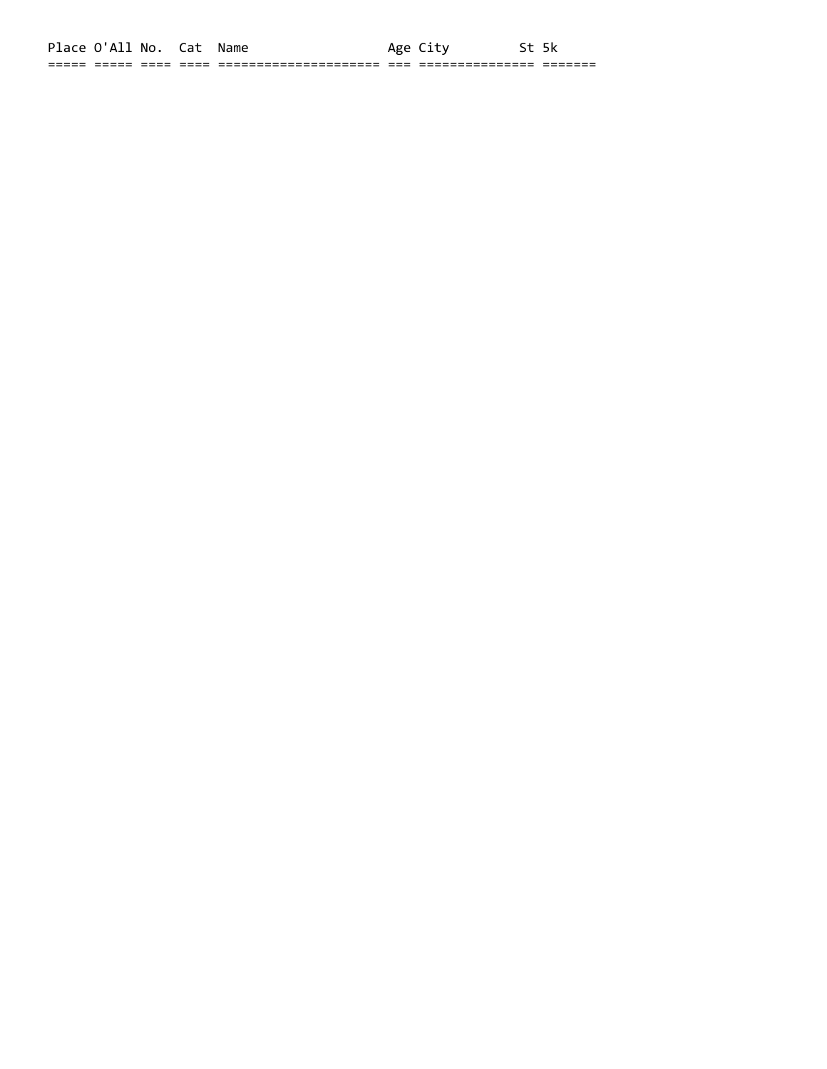```
Place O'All No.  Cat  Name                 Age City           St 5k
===== ===== ==== ==== ==================== === ============== =======
```